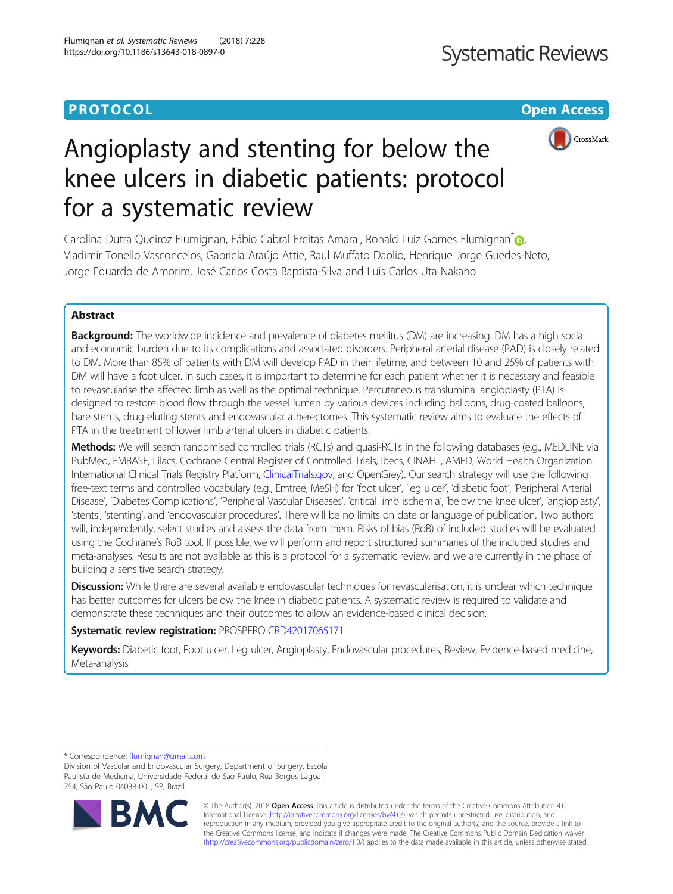**PROTOCOL** **Open Access**

# Angioplasty and stenting for below the knee ulcers in diabetic patients: protocol for a systematic review

Carolina Dutra Queiroz Flumignan, Fábio Cabral Freitas Amaral, Ronald Luiz Gomes Flumignan*, Vladimir Tonello Vasconcelos, Gabriela Araújo Attie, Raul Muffato Daolio, Henrique Jorge Guedes-Neto, Jorge Eduardo de Amorim, José Carlos Costa Baptista-Silva and Luis Carlos Uta Nakano

## Abstract

**Background:** The worldwide incidence and prevalence of diabetes mellitus (DM) are increasing. DM has a high social and economic burden due to its complications and associated disorders. Peripheral arterial disease (PAD) is closely related to DM. More than 85% of patients with DM will develop PAD in their lifetime, and between 10 and 25% of patients with DM will have a foot ulcer. In such cases, it is important to determine for each patient whether it is necessary and feasible to revascularise the affected limb as well as the optimal technique. Percutaneous transluminal angioplasty (PTA) is designed to restore blood flow through the vessel lumen by various devices including balloons, drug-coated balloons, bare stents, drug-eluting stents and endovascular atherectomes. This systematic review aims to evaluate the effects of PTA in the treatment of lower limb arterial ulcers in diabetic patients.

**Methods:** We will search randomised controlled trials (RCTs) and quasi-RCTs in the following databases (e.g., MEDLINE via PubMed, EMBASE, Lilacs, Cochrane Central Register of Controlled Trials, Ibecs, CINAHL, AMED, World Health Organization International Clinical Trials Registry Platform, ClinicalTrials.gov, and OpenGrey). Our search strategy will use the following free-text terms and controlled vocabulary (e.g., Emtree, MeSH) for 'foot ulcer', 'leg ulcer', 'diabetic foot', 'Peripheral Arterial Disease', 'Diabetes Complications', 'Peripheral Vascular Diseases', 'critical limb ischemia', 'below the knee ulcer', 'angioplasty', 'stents', 'stenting', and 'endovascular procedures'. There will be no limits on date or language of publication. Two authors will, independently, select studies and assess the data from them. Risks of bias (RoB) of included studies will be evaluated using the Cochrane's RoB tool. If possible, we will perform and report structured summaries of the included studies and meta-analyses. Results are not available as this is a protocol for a systematic review, and we are currently in the phase of building a sensitive search strategy.

**Discussion:** While there are several available endovascular techniques for revascularisation, it is unclear which technique has better outcomes for ulcers below the knee in diabetic patients. A systematic review is required to validate and demonstrate these techniques and their outcomes to allow an evidence-based clinical decision.

**Systematic review registration:** PROSPERO CRD42017065171

**Keywords:** Diabetic foot, Foot ulcer, Leg ulcer, Angioplasty, Endovascular procedures, Review, Evidence-based medicine, Meta-analysis

---

* Correspondence: flumignan@gmail.com
Division of Vascular and Endovascular Surgery, Department of Surgery, Escola Paulista de Medicina, Universidade Federal de São Paulo, Rua Borges Lagoa 754, São Paulo 04038-001, SP, Brazil

© The Author(s). 2018 **Open Access** This article is distributed under the terms of the Creative Commons Attribution 4.0 International License (http://creativecommons.org/licenses/by/4.0/), which permits unrestricted use, distribution, and reproduction in any medium, provided you give appropriate credit to the original author(s) and the source, provide a link to the Creative Commons license, and indicate if changes were made. The Creative Commons Public Domain Dedication waiver (http://creativecommons.org/publicdomain/zero/1.0/) applies to the data made available in this article, unless otherwise stated.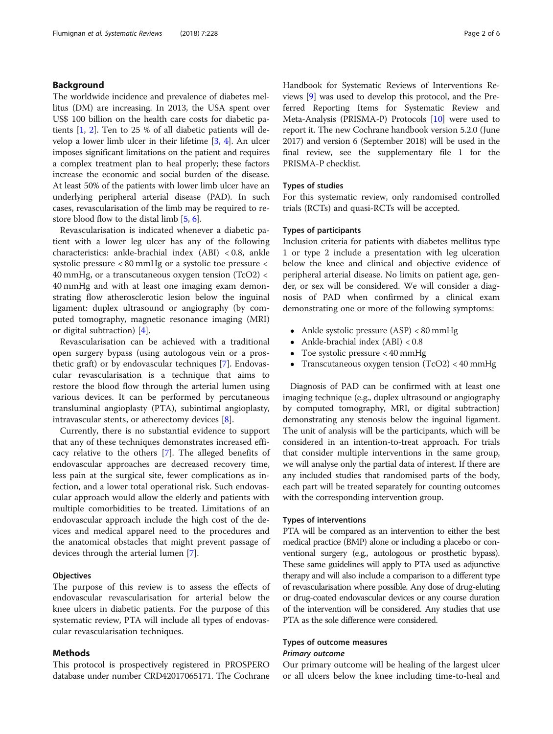## Background

The worldwide incidence and prevalence of diabetes mellitus (DM) are increasing. In 2013, the USA spent over US$ 100 billion on the health care costs for diabetic patients [1, 2]. Ten to 25 % of all diabetic patients will develop a lower limb ulcer in their lifetime [3, 4]. An ulcer imposes significant limitations on the patient and requires a complex treatment plan to heal properly; these factors increase the economic and social burden of the disease. At least 50% of the patients with lower limb ulcer have an underlying peripheral arterial disease (PAD). In such cases, revascularisation of the limb may be required to restore blood flow to the distal limb [5, 6].

Revascularisation is indicated whenever a diabetic patient with a lower leg ulcer has any of the following characteristics: ankle-brachial index (ABI) < 0.8, ankle systolic pressure < 80 mmHg or a systolic toe pressure < 40 mmHg, or a transcutaneous oxygen tension (TcO2) < 40 mmHg and with at least one imaging exam demonstrating flow atherosclerotic lesion below the inguinal ligament: duplex ultrasound or angiography (by computed tomography, magnetic resonance imaging (MRI) or digital subtraction) [4].

Revascularisation can be achieved with a traditional open surgery bypass (using autologous vein or a prosthetic graft) or by endovascular techniques [7]. Endovascular revascularisation is a technique that aims to restore the blood flow through the arterial lumen using various devices. It can be performed by percutaneous transluminal angioplasty (PTA), subintimal angioplasty, intravascular stents, or atherectomy devices [8].

Currently, there is no substantial evidence to support that any of these techniques demonstrates increased efficacy relative to the others [7]. The alleged benefits of endovascular approaches are decreased recovery time, less pain at the surgical site, fewer complications as infection, and a lower total operational risk. Such endovascular approach would allow the elderly and patients with multiple comorbidities to be treated. Limitations of an endovascular approach include the high cost of the devices and medical apparel need to the procedures and the anatomical obstacles that might prevent passage of devices through the arterial lumen [7].

### Objectives

The purpose of this review is to assess the effects of endovascular revascularisation for arterial below the knee ulcers in diabetic patients. For the purpose of this systematic review, PTA will include all types of endovascular revascularisation techniques.

## Methods

This protocol is prospectively registered in PROSPERO database under number CRD42017065171. The Cochrane Handbook for Systematic Reviews of Interventions Reviews [9] was used to develop this protocol, and the Preferred Reporting Items for Systematic Review and Meta-Analysis (PRISMA-P) Protocols [10] were used to report it. The new Cochrane handbook version 5.2.0 (June 2017) and version 6 (September 2018) will be used in the final review, see the supplementary file 1 for the PRISMA-P checklist.

### Types of studies

For this systematic review, only randomised controlled trials (RCTs) and quasi-RCTs will be accepted.

### Types of participants

Inclusion criteria for patients with diabetes mellitus type 1 or type 2 include a presentation with leg ulceration below the knee and clinical and objective evidence of peripheral arterial disease. No limits on patient age, gender, or sex will be considered. We will consider a diagnosis of PAD when confirmed by a clinical exam demonstrating one or more of the following symptoms:

- Ankle systolic pressure (ASP) < 80 mmHg
- Ankle-brachial index (ABI) < 0.8
- Toe systolic pressure < 40 mmHg
- Transcutaneous oxygen tension (TcO2) < 40 mmHg

Diagnosis of PAD can be confirmed with at least one imaging technique (e.g., duplex ultrasound or angiography by computed tomography, MRI, or digital subtraction) demonstrating any stenosis below the inguinal ligament. The unit of analysis will be the participants, which will be considered in an intention-to-treat approach. For trials that consider multiple interventions in the same group, we will analyse only the partial data of interest. If there are any included studies that randomised parts of the body, each part will be treated separately for counting outcomes with the corresponding intervention group.

### Types of interventions

PTA will be compared as an intervention to either the best medical practice (BMP) alone or including a placebo or conventional surgery (e.g., autologous or prosthetic bypass). These same guidelines will apply to PTA used as adjunctive therapy and will also include a comparison to a different type of revascularisation where possible. Any dose of drug-eluting or drug-coated endovascular devices or any course duration of the intervention will be considered. Any studies that use PTA as the sole difference were considered.

### Types of outcome measures

#### *Primary outcome*

Our primary outcome will be healing of the largest ulcer or all ulcers below the knee including time-to-heal and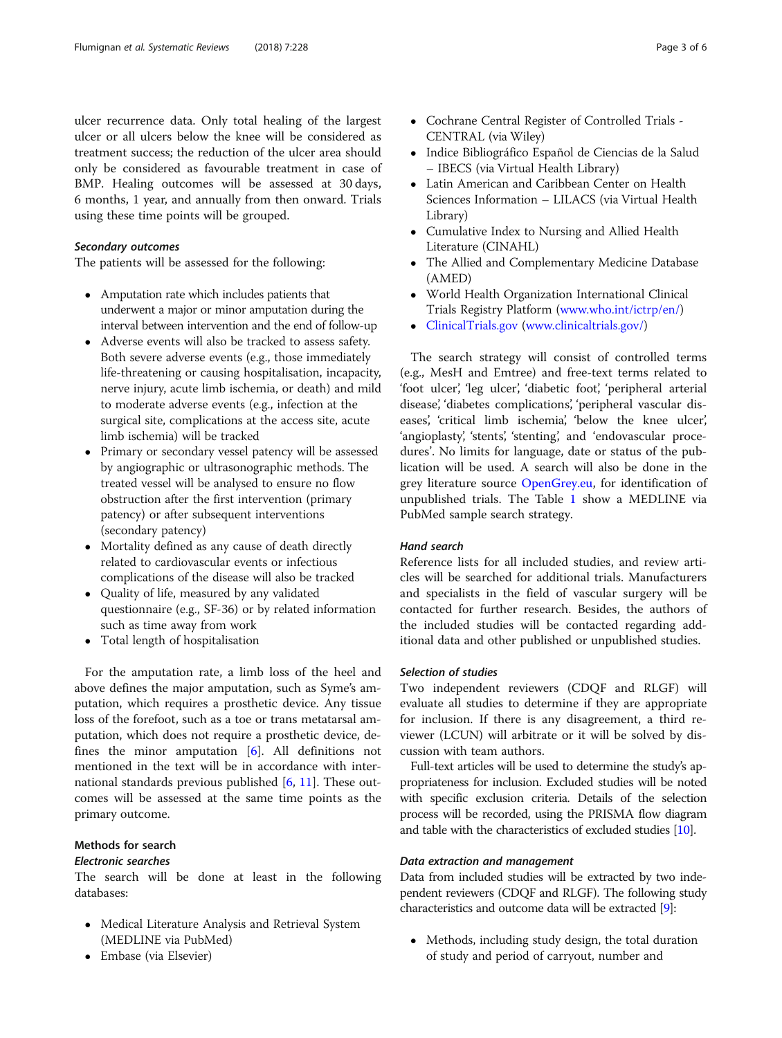ulcer recurrence data. Only total healing of the largest ulcer or all ulcers below the knee will be considered as treatment success; the reduction of the ulcer area should only be considered as favourable treatment in case of BMP. Healing outcomes will be assessed at 30 days, 6 months, 1 year, and annually from then onward. Trials using these time points will be grouped.

#### *Secondary outcomes*

The patients will be assessed for the following:

- Amputation rate which includes patients that underwent a major or minor amputation during the interval between intervention and the end of follow-up
- Adverse events will also be tracked to assess safety. Both severe adverse events (e.g., those immediately life-threatening or causing hospitalisation, incapacity, nerve injury, acute limb ischemia, or death) and mild to moderate adverse events (e.g., infection at the surgical site, complications at the access site, acute limb ischemia) will be tracked
- Primary or secondary vessel patency will be assessed by angiographic or ultrasonographic methods. The treated vessel will be analysed to ensure no flow obstruction after the first intervention (primary patency) or after subsequent interventions (secondary patency)
- Mortality defined as any cause of death directly related to cardiovascular events or infectious complications of the disease will also be tracked
- Quality of life, measured by any validated questionnaire (e.g., SF-36) or by related information such as time away from work
- Total length of hospitalisation

For the amputation rate, a limb loss of the heel and above defines the major amputation, such as Syme's amputation, which requires a prosthetic device. Any tissue loss of the forefoot, such as a toe or trans metatarsal amputation, which does not require a prosthetic device, defines the minor amputation [6]. All definitions not mentioned in the text will be in accordance with international standards previous published [6, 11]. These outcomes will be assessed at the same time points as the primary outcome.

### Methods for search

#### *Electronic searches*

The search will be done at least in the following databases:

- Medical Literature Analysis and Retrieval System (MEDLINE via PubMed)
- Embase (via Elsevier)
- Cochrane Central Register of Controlled Trials - CENTRAL (via Wiley)
- Indice Bibliográfico Español de Ciencias de la Salud – IBECS (via Virtual Health Library)
- Latin American and Caribbean Center on Health Sciences Information – LILACS (via Virtual Health Library)
- Cumulative Index to Nursing and Allied Health Literature (CINAHL)
- The Allied and Complementary Medicine Database (AMED)
- World Health Organization International Clinical Trials Registry Platform (www.who.int/ictrp/en/)
- ClinicalTrials.gov (www.clinicaltrials.gov/)

The search strategy will consist of controlled terms (e.g., MesH and Emtree) and free-text terms related to 'foot ulcer', 'leg ulcer', 'diabetic foot', 'peripheral arterial disease', 'diabetes complications', 'peripheral vascular diseases', 'critical limb ischemia', 'below the knee ulcer', 'angioplasty', 'stents', 'stenting', and 'endovascular procedures'. No limits for language, date or status of the publication will be used. A search will also be done in the grey literature source OpenGrey.eu, for identification of unpublished trials. The Table 1 show a MEDLINE via PubMed sample search strategy.

#### *Hand search*

Reference lists for all included studies, and review articles will be searched for additional trials. Manufacturers and specialists in the field of vascular surgery will be contacted for further research. Besides, the authors of the included studies will be contacted regarding additional data and other published or unpublished studies.

#### *Selection of studies*

Two independent reviewers (CDQF and RLGF) will evaluate all studies to determine if they are appropriate for inclusion. If there is any disagreement, a third reviewer (LCUN) will arbitrate or it will be solved by discussion with team authors.

Full-text articles will be used to determine the study's appropriateness for inclusion. Excluded studies will be noted with specific exclusion criteria. Details of the selection process will be recorded, using the PRISMA flow diagram and table with the characteristics of excluded studies [10].

#### *Data extraction and management*

Data from included studies will be extracted by two independent reviewers (CDQF and RLGF). The following study characteristics and outcome data will be extracted [9]:

- Methods, including study design, the total duration of study and period of carryout, number and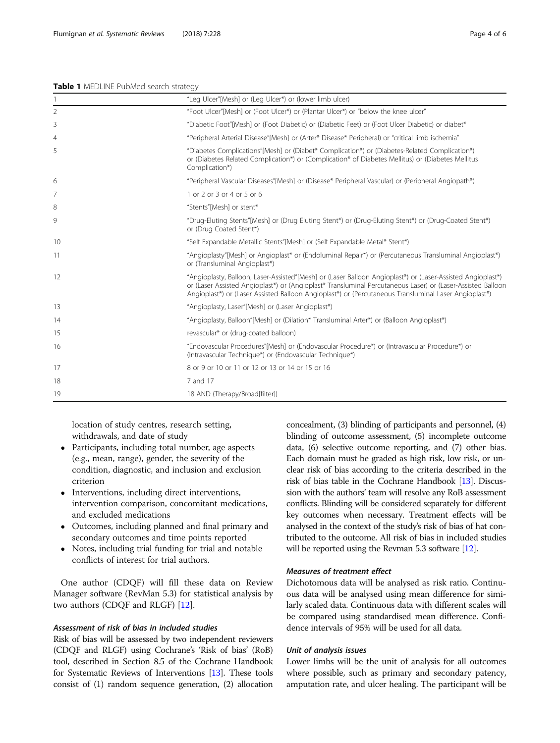**Table 1** MEDLINE PubMed search strategy

| | |
|---|---|
| 1 | "Leg Ulcer"[Mesh] or (Leg Ulcer*) or (lower limb ulcer) |
| 2 | "Foot Ulcer"[Mesh] or (Foot Ulcer*) or (Plantar Ulcer*) or "below the knee ulcer" |
| 3 | "Diabetic Foot"[Mesh] or (Foot Diabetic) or (Diabetic Feet) or (Foot Ulcer Diabetic) or diabet* |
| 4 | "Peripheral Arterial Disease"[Mesh] or (Arter* Disease* Peripheral) or "critical limb ischemia" |
| 5 | "Diabetes Complications"[Mesh] or (Diabet* Complication*) or (Diabetes-Related Complication*) or (Diabetes Related Complication*) or (Complication* of Diabetes Mellitus) or (Diabetes Mellitus Complication*) |
| 6 | "Peripheral Vascular Diseases"[Mesh] or (Disease* Peripheral Vascular) or (Peripheral Angiopath*) |
| 7 | 1 or 2 or 3 or 4 or 5 or 6 |
| 8 | "Stents"[Mesh] or stent* |
| 9 | "Drug-Eluting Stents"[Mesh] or (Drug Eluting Stent*) or (Drug-Eluting Stent*) or (Drug-Coated Stent*) or (Drug Coated Stent*) |
| 10 | "Self Expandable Metallic Stents"[Mesh] or (Self Expandable Metal* Stent*) |
| 11 | "Angioplasty"[Mesh] or Angioplast* or (Endoluminal Repair*) or (Percutaneous Transluminal Angioplast*) or (Transluminal Angioplast*) |
| 12 | "Angioplasty, Balloon, Laser-Assisted"[Mesh] or (Laser Balloon Angioplast*) or (Laser-Assisted Angioplast*) or (Laser Assisted Angioplast*) or (Angioplast* Transluminal Percutaneous Laser) or (Laser-Assisted Balloon Angioplast*) or (Laser Assisted Balloon Angioplast*) or (Percutaneous Transluminal Laser Angioplast*) |
| 13 | "Angioplasty, Laser"[Mesh] or (Laser Angioplast*) |
| 14 | "Angioplasty, Balloon"[Mesh] or (Dilation* Transluminal Arter*) or (Balloon Angioplast*) |
| 15 | revascular* or (drug-coated balloon) |
| 16 | "Endovascular Procedures"[Mesh] or (Endovascular Procedure*) or (Intravascular Procedure*) or (Intravascular Technique*) or (Endovascular Technique*) |
| 17 | 8 or 9 or 10 or 11 or 12 or 13 or 14 or 15 or 16 |
| 18 | 7 and 17 |
| 19 | 18 AND (Therapy/Broad[filter]) |

location of study centres, research setting, withdrawals, and date of study

- Participants, including total number, age aspects (e.g., mean, range), gender, the severity of the condition, diagnostic, and inclusion and exclusion criterion
- Interventions, including direct interventions, intervention comparison, concomitant medications, and excluded medications
- Outcomes, including planned and final primary and secondary outcomes and time points reported
- Notes, including trial funding for trial and notable conflicts of interest for trial authors.

One author (CDQF) will fill these data on Review Manager software (RevMan 5.3) for statistical analysis by two authors (CDQF and RLGF) [12].

#### *Assessment of risk of bias in included studies*

Risk of bias will be assessed by two independent reviewers (CDQF and RLGF) using Cochrane's 'Risk of bias' (RoB) tool, described in Section 8.5 of the Cochrane Handbook for Systematic Reviews of Interventions [13]. These tools consist of (1) random sequence generation, (2) allocation concealment, (3) blinding of participants and personnel, (4) blinding of outcome assessment, (5) incomplete outcome data, (6) selective outcome reporting, and (7) other bias. Each domain must be graded as high risk, low risk, or unclear risk of bias according to the criteria described in the risk of bias table in the Cochrane Handbook [13]. Discussion with the authors' team will resolve any RoB assessment conflicts. Blinding will be considered separately for different key outcomes when necessary. Treatment effects will be analysed in the context of the study's risk of bias of hat contributed to the outcome. All risk of bias in included studies will be reported using the Revman 5.3 software [12].

#### *Measures of treatment effect*

Dichotomous data will be analysed as risk ratio. Continuous data will be analysed using mean difference for similarly scaled data. Continuous data with different scales will be compared using standardised mean difference. Confidence intervals of 95% will be used for all data.

#### *Unit of analysis issues*

Lower limbs will be the unit of analysis for all outcomes where possible, such as primary and secondary patency, amputation rate, and ulcer healing. The participant will be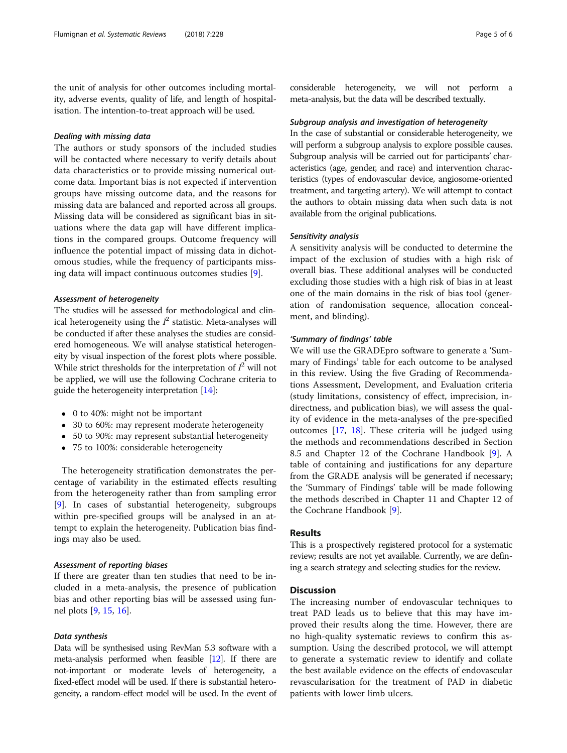the unit of analysis for other outcomes including mortality, adverse events, quality of life, and length of hospitalisation. The intention-to-treat approach will be used.

#### *Dealing with missing data*

The authors or study sponsors of the included studies will be contacted where necessary to verify details about data characteristics or to provide missing numerical outcome data. Important bias is not expected if intervention groups have missing outcome data, and the reasons for missing data are balanced and reported across all groups. Missing data will be considered as significant bias in situations where the data gap will have different implications in the compared groups. Outcome frequency will influence the potential impact of missing data in dichotomous studies, while the frequency of participants missing data will impact continuous outcomes studies [9].

#### *Assessment of heterogeneity*

The studies will be assessed for methodological and clinical heterogeneity using the $I^2$ statistic. Meta-analyses will be conducted if after these analyses the studies are considered homogeneous. We will analyse statistical heterogeneity by visual inspection of the forest plots where possible. While strict thresholds for the interpretation of $I^2$ will not be applied, we will use the following Cochrane criteria to guide the heterogeneity interpretation [14]:

- 0 to 40%: might not be important
- 30 to 60%: may represent moderate heterogeneity
- 50 to 90%: may represent substantial heterogeneity
- 75 to 100%: considerable heterogeneity

The heterogeneity stratification demonstrates the percentage of variability in the estimated effects resulting from the heterogeneity rather than from sampling error [9]. In cases of substantial heterogeneity, subgroups within pre-specified groups will be analysed in an attempt to explain the heterogeneity. Publication bias findings may also be used.

#### *Assessment of reporting biases*

If there are greater than ten studies that need to be included in a meta-analysis, the presence of publication bias and other reporting bias will be assessed using funnel plots [9, 15, 16].

#### *Data synthesis*

Data will be synthesised using RevMan 5.3 software with a meta-analysis performed when feasible [12]. If there are not-important or moderate levels of heterogeneity, a fixed-effect model will be used. If there is substantial heterogeneity, a random-effect model will be used. In the event of considerable heterogeneity, we will not perform a meta-analysis, but the data will be described textually.

#### *Subgroup analysis and investigation of heterogeneity*

In the case of substantial or considerable heterogeneity, we will perform a subgroup analysis to explore possible causes. Subgroup analysis will be carried out for participants' characteristics (age, gender, and race) and intervention characteristics (types of endovascular device, angiosome-oriented treatment, and targeting artery). We will attempt to contact the authors to obtain missing data when such data is not available from the original publications.

#### *Sensitivity analysis*

A sensitivity analysis will be conducted to determine the impact of the exclusion of studies with a high risk of overall bias. These additional analyses will be conducted excluding those studies with a high risk of bias in at least one of the main domains in the risk of bias tool (generation of randomisation sequence, allocation concealment, and blinding).

#### *'Summary of findings' table*

We will use the GRADEpro software to generate a 'Summary of Findings' table for each outcome to be analysed in this review. Using the five Grading of Recommendations Assessment, Development, and Evaluation criteria (study limitations, consistency of effect, imprecision, indirectness, and publication bias), we will assess the quality of evidence in the meta-analyses of the pre-specified outcomes [17, 18]. These criteria will be judged using the methods and recommendations described in Section 8.5 and Chapter 12 of the Cochrane Handbook [9]. A table of containing and justifications for any departure from the GRADE analysis will be generated if necessary; the 'Summary of Findings' table will be made following the methods described in Chapter 11 and Chapter 12 of the Cochrane Handbook [9].

## Results

This is a prospectively registered protocol for a systematic review; results are not yet available. Currently, we are defining a search strategy and selecting studies for the review.

## Discussion

The increasing number of endovascular techniques to treat PAD leads us to believe that this may have improved their results along the time. However, there are no high-quality systematic reviews to confirm this assumption. Using the described protocol, we will attempt to generate a systematic review to identify and collate the best available evidence on the effects of endovascular revascularisation for the treatment of PAD in diabetic patients with lower limb ulcers.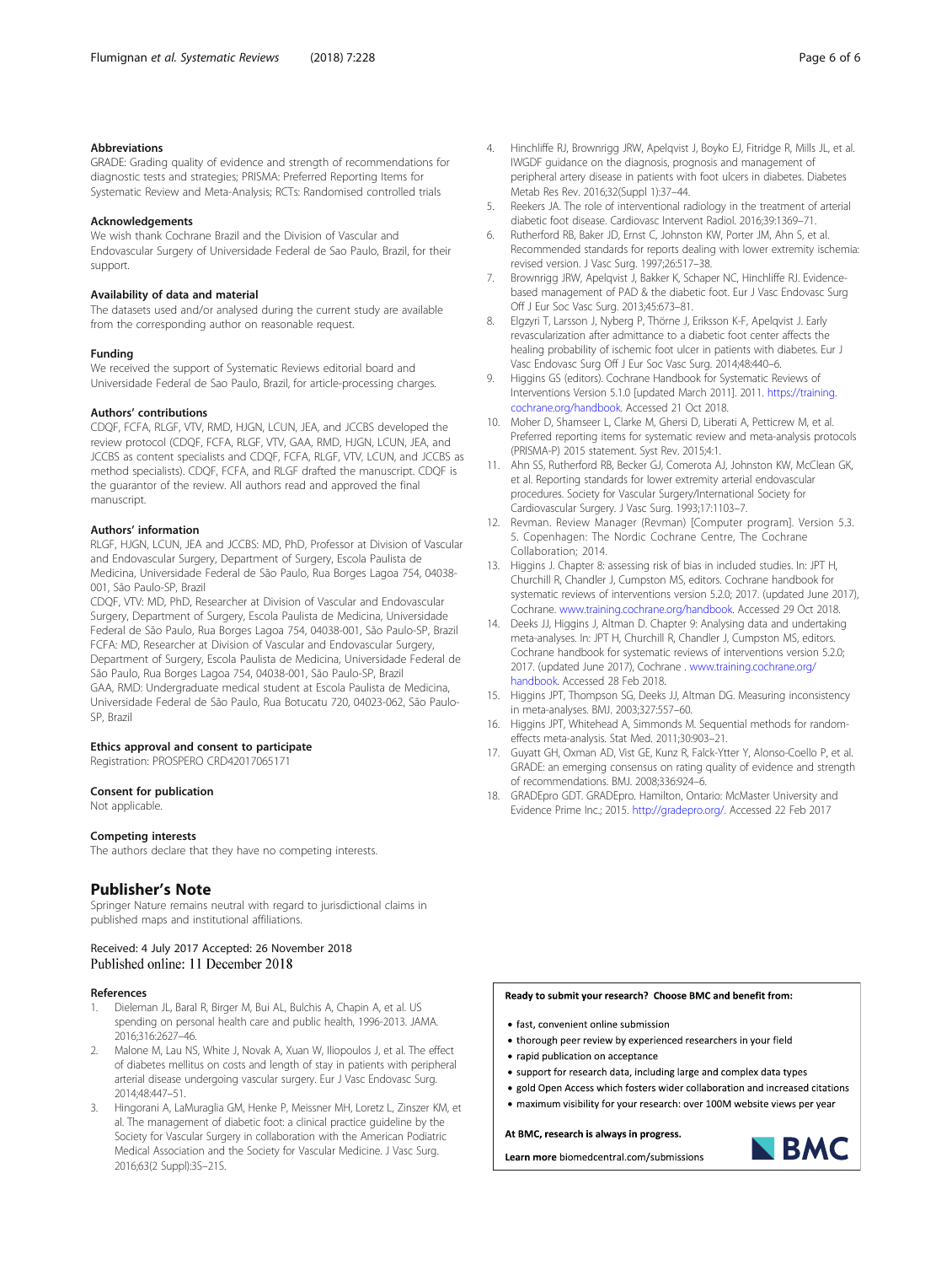### Abbreviations

GRADE: Grading quality of evidence and strength of recommendations for diagnostic tests and strategies; PRISMA: Preferred Reporting Items for Systematic Review and Meta-Analysis; RCTs: Randomised controlled trials

### Acknowledgements

We wish thank Cochrane Brazil and the Division of Vascular and Endovascular Surgery of Universidade Federal de Sao Paulo, Brazil, for their support.

### Availability of data and material

The datasets used and/or analysed during the current study are available from the corresponding author on reasonable request.

### Funding

We received the support of Systematic Reviews editorial board and Universidade Federal de Sao Paulo, Brazil, for article-processing charges.

### Authors' contributions

CDQF, FCFA, RLGF, VTV, RMD, HJGN, LCUN, JEA, and JCCBS developed the review protocol (CDQF, FCFA, RLGF, VTV, GAA, RMD, HJGN, LCUN, JEA, and JCCBS as content specialists and CDQF, FCFA, RLGF, VTV, LCUN, and JCCBS as method specialists). CDQF, FCFA, and RLGF drafted the manuscript. CDQF is the guarantor of the review. All authors read and approved the final manuscript.

### Authors' information

RLGF, HJGN, LCUN, JEA and JCCBS: MD, PhD, Professor at Division of Vascular and Endovascular Surgery, Department of Surgery, Escola Paulista de Medicina, Universidade Federal de São Paulo, Rua Borges Lagoa 754, 04038-001, São Paulo-SP, Brazil

CDQF, VTV: MD, PhD, Researcher at Division of Vascular and Endovascular Surgery, Department of Surgery, Escola Paulista de Medicina, Universidade Federal de São Paulo, Rua Borges Lagoa 754, 04038-001, São Paulo-SP, Brazil

FCFA: MD, Researcher at Division of Vascular and Endovascular Surgery, Department of Surgery, Escola Paulista de Medicina, Universidade Federal de São Paulo, Rua Borges Lagoa 754, 04038-001, São Paulo-SP, Brazil

GAA, RMD: Undergraduate medical student at Escola Paulista de Medicina, Universidade Federal de São Paulo, Rua Botucatu 720, 04023-062, São Paulo-SP, Brazil

### Ethics approval and consent to participate

Registration: PROSPERO CRD42017065171

### Consent for publication

Not applicable.

### Competing interests

The authors declare that they have no competing interests.

## Publisher's Note

Springer Nature remains neutral with regard to jurisdictional claims in published maps and institutional affiliations.

Received: 4 July 2017 Accepted: 26 November 2018
Published online: 11 December 2018

### References

1. Dieleman JL, Baral R, Birger M, Bui AL, Bulchis A, Chapin A, et al. US spending on personal health care and public health, 1996-2013. JAMA. 2016;316:2627–46.
2. Malone M, Lau NS, White J, Novak A, Xuan W, Iliopoulos J, et al. The effect of diabetes mellitus on costs and length of stay in patients with peripheral arterial disease undergoing vascular surgery. Eur J Vasc Endovasc Surg. 2014;48:447–51.
3. Hingorani A, LaMuraglia GM, Henke P, Meissner MH, Loretz L, Zinszer KM, et al. The management of diabetic foot: a clinical practice guideline by the Society for Vascular Surgery in collaboration with the American Podiatric Medical Association and the Society for Vascular Medicine. J Vasc Surg. 2016;63(2 Suppl):3S–21S.
4. Hinchliffe RJ, Brownrigg JRW, Apelqvist J, Boyko EJ, Fitridge R, Mills JL, et al. IWGDF guidance on the diagnosis, prognosis and management of peripheral artery disease in patients with foot ulcers in diabetes. Diabetes Metab Res Rev. 2016;32(Suppl 1):37–44.
5. Reekers JA. The role of interventional radiology in the treatment of arterial diabetic foot disease. Cardiovasc Intervent Radiol. 2016;39:1369–71.
6. Rutherford RB, Baker JD, Ernst C, Johnston KW, Porter JM, Ahn S, et al. Recommended standards for reports dealing with lower extremity ischemia: revised version. J Vasc Surg. 1997;26:517–38.
7. Brownrigg JRW, Apelqvist J, Bakker K, Schaper NC, Hinchliffe RJ. Evidence-based management of PAD & the diabetic foot. Eur J Vasc Endovasc Surg Off J Eur Soc Vasc Surg. 2013;45:673–81.
8. Elgzyri T, Larsson J, Nyberg P, Thörne J, Eriksson K-F, Apelqvist J. Early revascularization after admittance to a diabetic foot center affects the healing probability of ischemic foot ulcer in patients with diabetes. Eur J Vasc Endovasc Surg Off J Eur Soc Vasc Surg. 2014;48:440–6.
9. Higgins GS (editors). Cochrane Handbook for Systematic Reviews of Interventions Version 5.1.0 [updated March 2011]. 2011. https://training.cochrane.org/handbook. Accessed 21 Oct 2018.
10. Moher D, Shamseer L, Clarke M, Ghersi D, Liberati A, Petticrew M, et al. Preferred reporting items for systematic review and meta-analysis protocols (PRISMA-P) 2015 statement. Syst Rev. 2015;4:1.
11. Ahn SS, Rutherford RB, Becker GJ, Comerota AJ, Johnston KW, McClean GK, et al. Reporting standards for lower extremity arterial endovascular procedures. Society for Vascular Surgery/International Society for Cardiovascular Surgery. J Vasc Surg. 1993;17:1103–7.
12. Revman. Review Manager (Revman) [Computer program]. Version 5.3. 5. Copenhagen: The Nordic Cochrane Centre, The Cochrane Collaboration; 2014.
13. Higgins J. Chapter 8: assessing risk of bias in included studies. In: JPT H, Churchill R, Chandler J, Cumpston MS, editors. Cochrane handbook for systematic reviews of interventions version 5.2.0; 2017. (updated June 2017), Cochrane. www.training.cochrane.org/handbook. Accessed 29 Oct 2018.
14. Deeks JJ, Higgins J, Altman D. Chapter 9: Analysing data and undertaking meta-analyses. In: JPT H, Churchill R, Chandler J, Cumpston MS, editors. Cochrane handbook for systematic reviews of interventions version 5.2.0; 2017. (updated June 2017), Cochrane . www.training.cochrane.org/handbook. Accessed 28 Feb 2018.
15. Higgins JPT, Thompson SG, Deeks JJ, Altman DG. Measuring inconsistency in meta-analyses. BMJ. 2003;327:557–60.
16. Higgins JPT, Whitehead A, Simmonds M. Sequential methods for random-effects meta-analysis. Stat Med. 2011;30:903–21.
17. Guyatt GH, Oxman AD, Vist GE, Kunz R, Falck-Ytter Y, Alonso-Coello P, et al. GRADE: an emerging consensus on rating quality of evidence and strength of recommendations. BMJ. 2008;336:924–6.
18. GRADEpro GDT. GRADEpro. Hamilton, Ontario: McMaster University and Evidence Prime Inc.; 2015. http://gradepro.org/. Accessed 22 Feb 2017

**Ready to submit your research? Choose BMC and benefit from:**

- fast, convenient online submission
- thorough peer review by experienced researchers in your field
- rapid publication on acceptance
- support for research data, including large and complex data types
- gold Open Access which fosters wider collaboration and increased citations
- maximum visibility for your research: over 100M website views per year

**At BMC, research is always in progress.**

**Learn more** biomedcentral.com/submissions

BMC